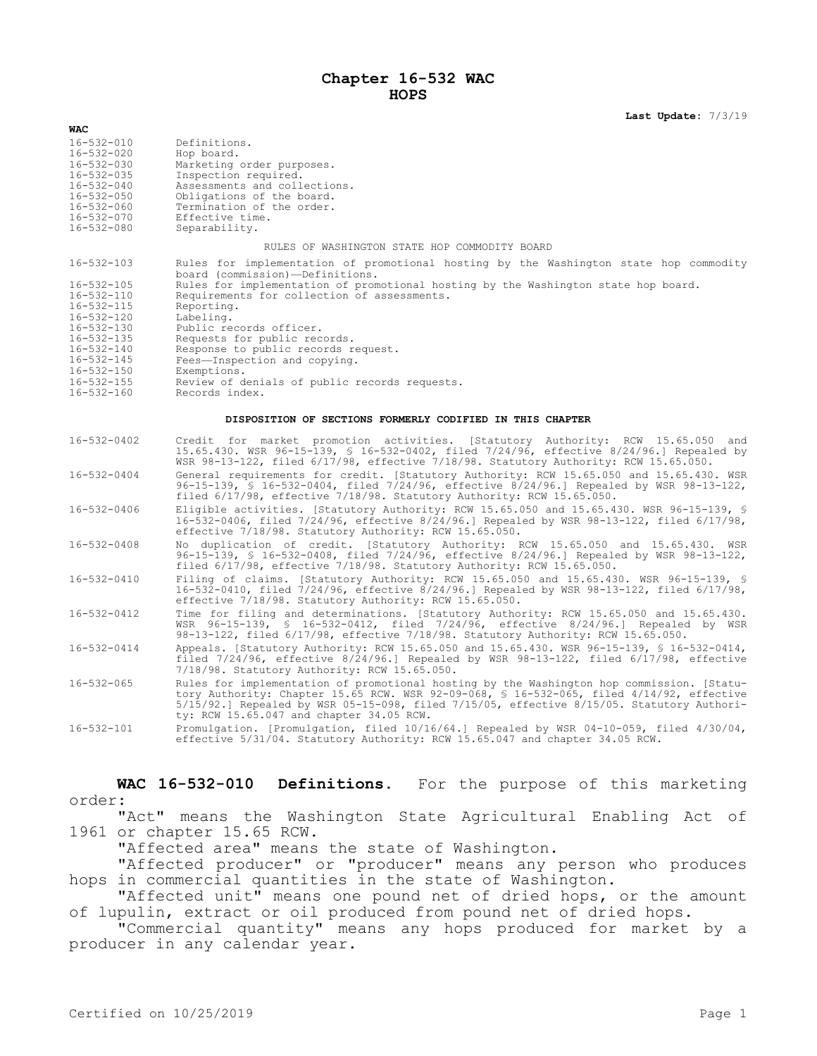# Chapter 16-532 WAC
# HOPS

**Last Update:** 7/3/19

| WAC | |
|---|---|
| 16-532-010 | Definitions. |
| 16-532-020 | Hop board. |
| 16-532-030 | Marketing order purposes. |
| 16-532-035 | Inspection required. |
| 16-532-040 | Assessments and collections. |
| 16-532-050 | Obligations of the board. |
| 16-532-060 | Termination of the order. |
| 16-532-070 | Effective time. |
| 16-532-080 | Separability. |

RULES OF WASHINGTON STATE HOP COMMODITY BOARD

| | |
|---|---|
| 16-532-103 | Rules for implementation of promotional hosting by the Washington state hop commodity board (commission)—Definitions. |
| 16-532-105 | Rules for implementation of promotional hosting by the Washington state hop board. |
| 16-532-110 | Requirements for collection of assessments. |
| 16-532-115 | Reporting. |
| 16-532-120 | Labeling. |
| 16-532-130 | Public records officer. |
| 16-532-135 | Requests for public records. |
| 16-532-140 | Response to public records request. |
| 16-532-145 | Fees—Inspection and copying. |
| 16-532-150 | Exemptions. |
| 16-532-155 | Review of denials of public records requests. |
| 16-532-160 | Records index. |

**DISPOSITION OF SECTIONS FORMERLY CODIFIED IN THIS CHAPTER**

| | |
|---|---|
| 16-532-0402 | Credit for market promotion activities. [Statutory Authority: RCW 15.65.050 and 15.65.430. WSR 96-15-139, § 16-532-0402, filed 7/24/96, effective 8/24/96.] Repealed by WSR 98-13-122, filed 6/17/98, effective 7/18/98. Statutory Authority: RCW 15.65.050. |
| 16-532-0404 | General requirements for credit. [Statutory Authority: RCW 15.65.050 and 15.65.430. WSR 96-15-139, § 16-532-0404, filed 7/24/96, effective 8/24/96.] Repealed by WSR 98-13-122, filed 6/17/98, effective 7/18/98. Statutory Authority: RCW 15.65.050. |
| 16-532-0406 | Eligible activities. [Statutory Authority: RCW 15.65.050 and 15.65.430. WSR 96-15-139, § 16-532-0406, filed 7/24/96, effective 8/24/96.] Repealed by WSR 98-13-122, filed 6/17/98, effective 7/18/98. Statutory Authority: RCW 15.65.050. |
| 16-532-0408 | No duplication of credit. [Statutory Authority: RCW 15.65.050 and 15.65.430. WSR 96-15-139, § 16-532-0408, filed 7/24/96, effective 8/24/96.] Repealed by WSR 98-13-122, filed 6/17/98, effective 7/18/98. Statutory Authority: RCW 15.65.050. |
| 16-532-0410 | Filing of claims. [Statutory Authority: RCW 15.65.050 and 15.65.430. WSR 96-15-139, § 16-532-0410, filed 7/24/96, effective 8/24/96.] Repealed by WSR 98-13-122, filed 6/17/98, effective 7/18/98. Statutory Authority: RCW 15.65.050. |
| 16-532-0412 | Time for filing and determinations. [Statutory Authority: RCW 15.65.050 and 15.65.430. WSR 96-15-139, § 16-532-0412, filed 7/24/96, effective 8/24/96.] Repealed by WSR 98-13-122, filed 6/17/98, effective 7/18/98. Statutory Authority: RCW 15.65.050. |
| 16-532-0414 | Appeals. [Statutory Authority: RCW 15.65.050 and 15.65.430. WSR 96-15-139, § 16-532-0414, filed 7/24/96, effective 8/24/96.] Repealed by WSR 98-13-122, filed 6/17/98, effective 7/18/98. Statutory Authority: RCW 15.65.050. |
| 16-532-065 | Rules for implementation of promotional hosting by the Washington hop commission. [Statutory Authority: Chapter 15.65 RCW. WSR 92-09-068, § 16-532-065, filed 4/14/92, effective 5/15/92.] Repealed by WSR 05-15-098, filed 7/15/05, effective 8/15/05. Statutory Authority: RCW 15.65.047 and chapter 34.05 RCW. |
| 16-532-101 | Promulgation. [Promulgation, filed 10/16/64.] Repealed by WSR 04-10-059, filed 4/30/04, effective 5/31/04. Statutory Authority: RCW 15.65.047 and chapter 34.05 RCW. |

**WAC 16-532-010 Definitions.** For the purpose of this marketing order:

"Act" means the Washington State Agricultural Enabling Act of 1961 or chapter 15.65 RCW.

"Affected area" means the state of Washington.

"Affected producer" or "producer" means any person who produces hops in commercial quantities in the state of Washington.

"Affected unit" means one pound net of dried hops, or the amount of lupulin, extract or oil produced from pound net of dried hops.

"Commercial quantity" means any hops produced for market by a producer in any calendar year.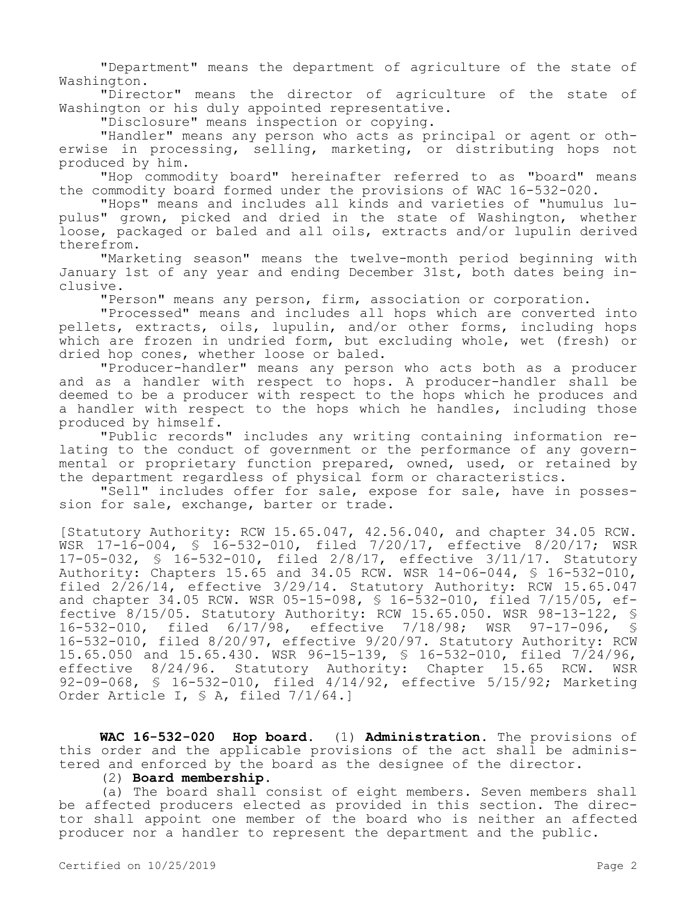"Department" means the department of agriculture of the state of Washington.

"Director" means the director of agriculture of the state of Washington or his duly appointed representative.

"Disclosure" means inspection or copying.

"Handler" means any person who acts as principal or agent or otherwise in processing, selling, marketing, or distributing hops not produced by him.

"Hop commodity board" hereinafter referred to as "board" means the commodity board formed under the provisions of WAC 16-532-020.

"Hops" means and includes all kinds and varieties of "humulus lupulus" grown, picked and dried in the state of Washington, whether loose, packaged or baled and all oils, extracts and/or lupulin derived therefrom.

"Marketing season" means the twelve-month period beginning with January 1st of any year and ending December 31st, both dates being inclusive.

"Person" means any person, firm, association or corporation.

"Processed" means and includes all hops which are converted into pellets, extracts, oils, lupulin, and/or other forms, including hops which are frozen in undried form, but excluding whole, wet (fresh) or dried hop cones, whether loose or baled.

"Producer-handler" means any person who acts both as a producer and as a handler with respect to hops. A producer-handler shall be deemed to be a producer with respect to the hops which he produces and a handler with respect to the hops which he handles, including those produced by himself.

"Public records" includes any writing containing information relating to the conduct of government or the performance of any governmental or proprietary function prepared, owned, used, or retained by the department regardless of physical form or characteristics.

"Sell" includes offer for sale, expose for sale, have in possession for sale, exchange, barter or trade.

[Statutory Authority: RCW 15.65.047, 42.56.040, and chapter 34.05 RCW. WSR 17-16-004, § 16-532-010, filed 7/20/17, effective 8/20/17; WSR 17-05-032, § 16-532-010, filed 2/8/17, effective 3/11/17. Statutory Authority: Chapters 15.65 and 34.05 RCW. WSR 14-06-044, § 16-532-010, filed 2/26/14, effective 3/29/14. Statutory Authority: RCW 15.65.047 and chapter 34.05 RCW. WSR 05-15-098, § 16-532-010, filed 7/15/05, effective 8/15/05. Statutory Authority: RCW 15.65.050. WSR 98-13-122, § 16-532-010, filed 6/17/98, effective 7/18/98; WSR 97-17-096, § 16-532-010, filed 8/20/97, effective 9/20/97. Statutory Authority: RCW 15.65.050 and 15.65.430. WSR 96-15-139, § 16-532-010, filed 7/24/96, effective 8/24/96. Statutory Authority: Chapter 15.65 RCW. WSR 92-09-068, § 16-532-010, filed 4/14/92, effective 5/15/92; Marketing Order Article I, § A, filed 7/1/64.]

**WAC 16-532-020 Hop board.** (1) **Administration.** The provisions of this order and the applicable provisions of the act shall be administered and enforced by the board as the designee of the director.

(2) **Board membership.**

(a) The board shall consist of eight members. Seven members shall be affected producers elected as provided in this section. The director shall appoint one member of the board who is neither an affected producer nor a handler to represent the department and the public.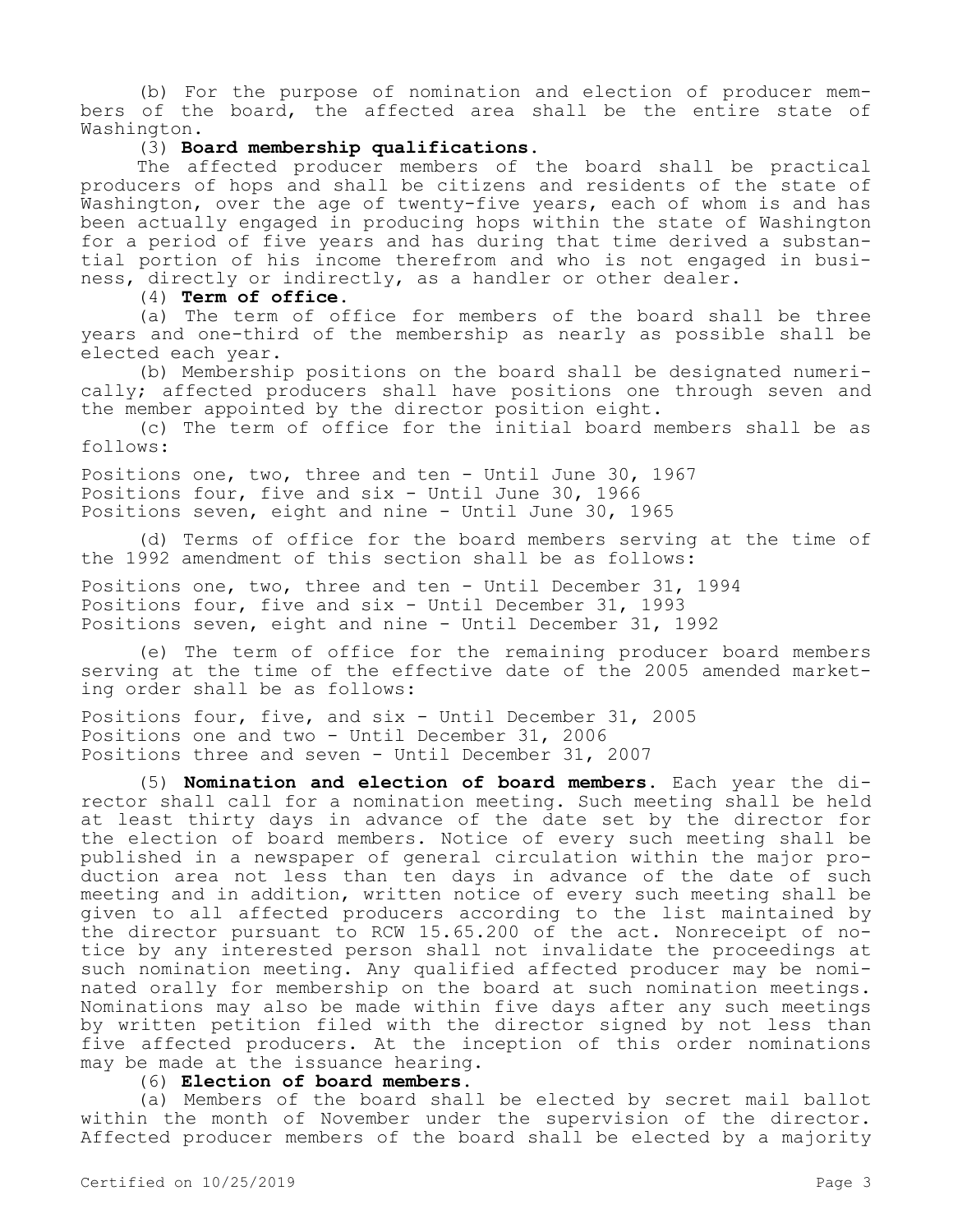(b) For the purpose of nomination and election of producer members of the board, the affected area shall be the entire state of Washington.

(3) **Board membership qualifications.**

The affected producer members of the board shall be practical producers of hops and shall be citizens and residents of the state of Washington, over the age of twenty-five years, each of whom is and has been actually engaged in producing hops within the state of Washington for a period of five years and has during that time derived a substantial portion of his income therefrom and who is not engaged in business, directly or indirectly, as a handler or other dealer.

(4) **Term of office.**

(a) The term of office for members of the board shall be three years and one-third of the membership as nearly as possible shall be elected each year.

(b) Membership positions on the board shall be designated numerically; affected producers shall have positions one through seven and the member appointed by the director position eight.

(c) The term of office for the initial board members shall be as follows:

Positions one, two, three and ten - Until June 30, 1967
Positions four, five and six - Until June 30, 1966
Positions seven, eight and nine - Until June 30, 1965

(d) Terms of office for the board members serving at the time of the 1992 amendment of this section shall be as follows:

Positions one, two, three and ten - Until December 31, 1994
Positions four, five and six - Until December 31, 1993
Positions seven, eight and nine - Until December 31, 1992

(e) The term of office for the remaining producer board members serving at the time of the effective date of the 2005 amended marketing order shall be as follows:

Positions four, five, and six - Until December 31, 2005
Positions one and two - Until December 31, 2006
Positions three and seven - Until December 31, 2007

(5) **Nomination and election of board members.** Each year the director shall call for a nomination meeting. Such meeting shall be held at least thirty days in advance of the date set by the director for the election of board members. Notice of every such meeting shall be published in a newspaper of general circulation within the major production area not less than ten days in advance of the date of such meeting and in addition, written notice of every such meeting shall be given to all affected producers according to the list maintained by the director pursuant to RCW 15.65.200 of the act. Nonreceipt of notice by any interested person shall not invalidate the proceedings at such nomination meeting. Any qualified affected producer may be nominated orally for membership on the board at such nomination meetings. Nominations may also be made within five days after any such meetings by written petition filed with the director signed by not less than five affected producers. At the inception of this order nominations may be made at the issuance hearing.

(6) **Election of board members.**

(a) Members of the board shall be elected by secret mail ballot within the month of November under the supervision of the director. Affected producer members of the board shall be elected by a majority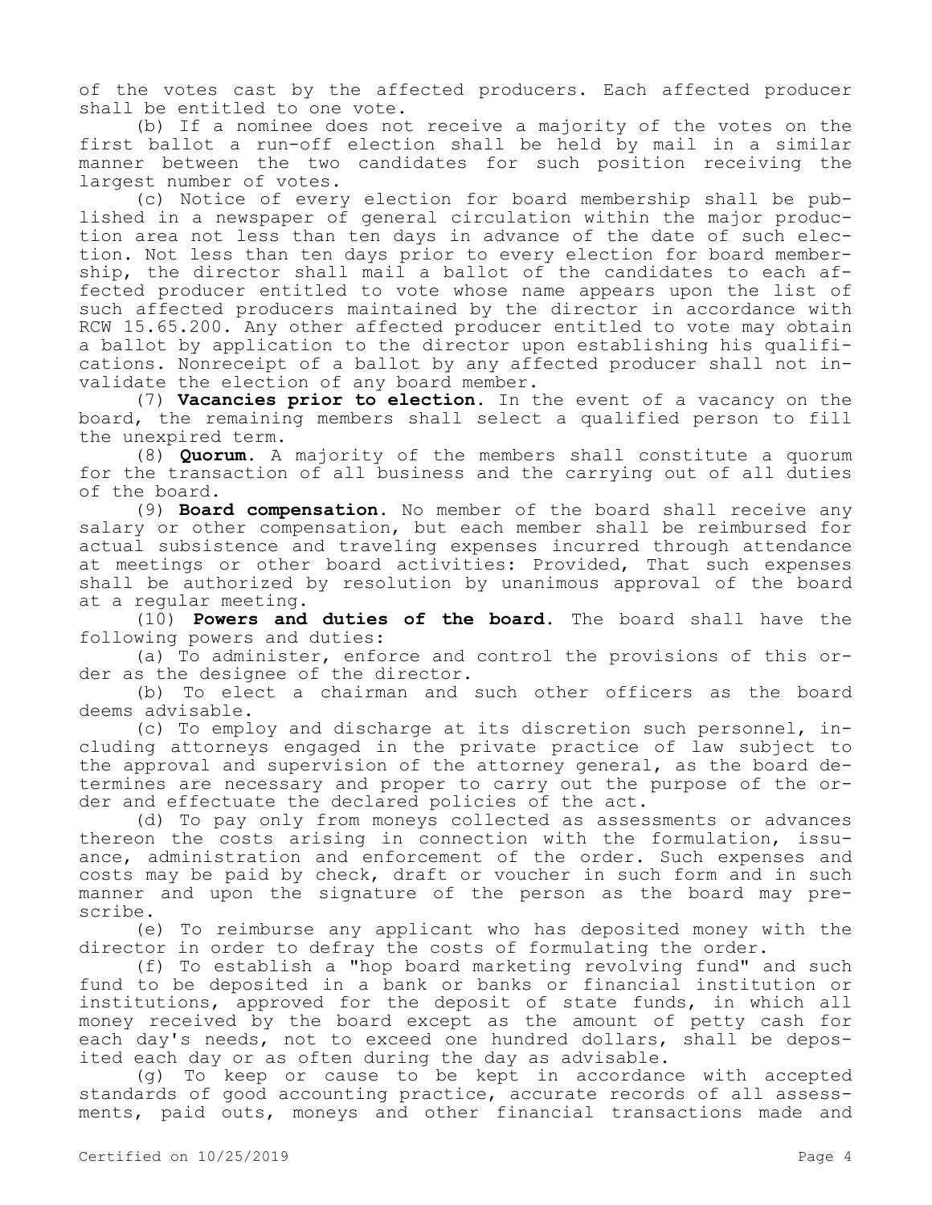of the votes cast by the affected producers. Each affected producer shall be entitled to one vote.

(b) If a nominee does not receive a majority of the votes on the first ballot a run-off election shall be held by mail in a similar manner between the two candidates for such position receiving the largest number of votes.

(c) Notice of every election for board membership shall be published in a newspaper of general circulation within the major production area not less than ten days in advance of the date of such election. Not less than ten days prior to every election for board membership, the director shall mail a ballot of the candidates to each affected producer entitled to vote whose name appears upon the list of such affected producers maintained by the director in accordance with RCW 15.65.200. Any other affected producer entitled to vote may obtain a ballot by application to the director upon establishing his qualifications. Nonreceipt of a ballot by any affected producer shall not invalidate the election of any board member.

(7) **Vacancies prior to election.** In the event of a vacancy on the board, the remaining members shall select a qualified person to fill the unexpired term.

(8) **Quorum.** A majority of the members shall constitute a quorum for the transaction of all business and the carrying out of all duties of the board.

(9) **Board compensation.** No member of the board shall receive any salary or other compensation, but each member shall be reimbursed for actual subsistence and traveling expenses incurred through attendance at meetings or other board activities: Provided, That such expenses shall be authorized by resolution by unanimous approval of the board at a regular meeting.

(10) **Powers and duties of the board.** The board shall have the following powers and duties:

(a) To administer, enforce and control the provisions of this order as the designee of the director.

(b) To elect a chairman and such other officers as the board deems advisable.

(c) To employ and discharge at its discretion such personnel, including attorneys engaged in the private practice of law subject to the approval and supervision of the attorney general, as the board determines are necessary and proper to carry out the purpose of the order and effectuate the declared policies of the act.

(d) To pay only from moneys collected as assessments or advances thereon the costs arising in connection with the formulation, issuance, administration and enforcement of the order. Such expenses and costs may be paid by check, draft or voucher in such form and in such manner and upon the signature of the person as the board may prescribe.

(e) To reimburse any applicant who has deposited money with the director in order to defray the costs of formulating the order.

(f) To establish a "hop board marketing revolving fund" and such fund to be deposited in a bank or banks or financial institution or institutions, approved for the deposit of state funds, in which all money received by the board except as the amount of petty cash for each day's needs, not to exceed one hundred dollars, shall be deposited each day or as often during the day as advisable.

(g) To keep or cause to be kept in accordance with accepted standards of good accounting practice, accurate records of all assessments, paid outs, moneys and other financial transactions made and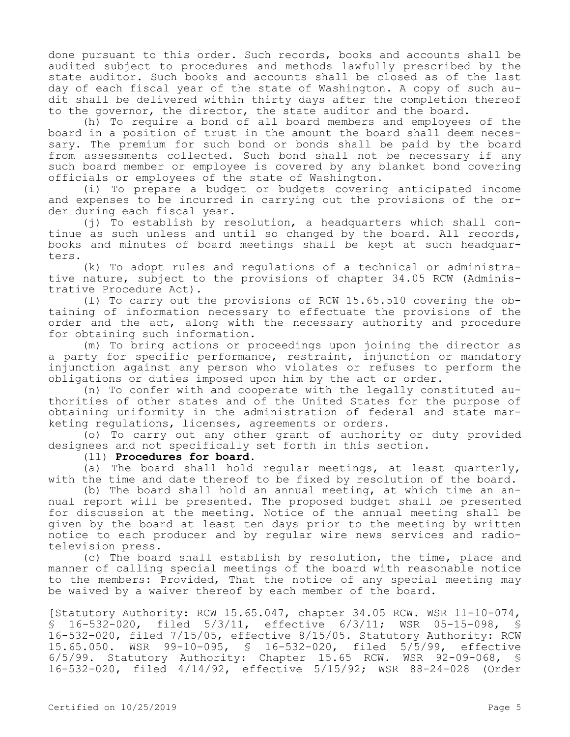done pursuant to this order. Such records, books and accounts shall be audited subject to procedures and methods lawfully prescribed by the state auditor. Such books and accounts shall be closed as of the last day of each fiscal year of the state of Washington. A copy of such audit shall be delivered within thirty days after the completion thereof to the governor, the director, the state auditor and the board.

(h) To require a bond of all board members and employees of the board in a position of trust in the amount the board shall deem necessary. The premium for such bond or bonds shall be paid by the board from assessments collected. Such bond shall not be necessary if any such board member or employee is covered by any blanket bond covering officials or employees of the state of Washington.

(i) To prepare a budget or budgets covering anticipated income and expenses to be incurred in carrying out the provisions of the order during each fiscal year.

(j) To establish by resolution, a headquarters which shall continue as such unless and until so changed by the board. All records, books and minutes of board meetings shall be kept at such headquarters.

(k) To adopt rules and regulations of a technical or administrative nature, subject to the provisions of chapter 34.05 RCW (Administrative Procedure Act).

(l) To carry out the provisions of RCW 15.65.510 covering the obtaining of information necessary to effectuate the provisions of the order and the act, along with the necessary authority and procedure for obtaining such information.

(m) To bring actions or proceedings upon joining the director as a party for specific performance, restraint, injunction or mandatory injunction against any person who violates or refuses to perform the obligations or duties imposed upon him by the act or order.

(n) To confer with and cooperate with the legally constituted authorities of other states and of the United States for the purpose of obtaining uniformity in the administration of federal and state marketing regulations, licenses, agreements or orders.

(o) To carry out any other grant of authority or duty provided designees and not specifically set forth in this section.

(11) **Procedures for board.**

(a) The board shall hold regular meetings, at least quarterly, with the time and date thereof to be fixed by resolution of the board.

(b) The board shall hold an annual meeting, at which time an annual report will be presented. The proposed budget shall be presented for discussion at the meeting. Notice of the annual meeting shall be given by the board at least ten days prior to the meeting by written notice to each producer and by regular wire news services and radio-television press.

(c) The board shall establish by resolution, the time, place and manner of calling special meetings of the board with reasonable notice to the members: Provided, That the notice of any special meeting may be waived by a waiver thereof by each member of the board.

[Statutory Authority: RCW 15.65.047, chapter 34.05 RCW. WSR 11-10-074, § 16-532-020, filed 5/3/11, effective 6/3/11; WSR 05-15-098, § 16-532-020, filed 7/15/05, effective 8/15/05. Statutory Authority: RCW 15.65.050. WSR 99-10-095, § 16-532-020, filed 5/5/99, effective 6/5/99. Statutory Authority: Chapter 15.65 RCW. WSR 92-09-068, § 16-532-020, filed 4/14/92, effective 5/15/92; WSR 88-24-028 (Order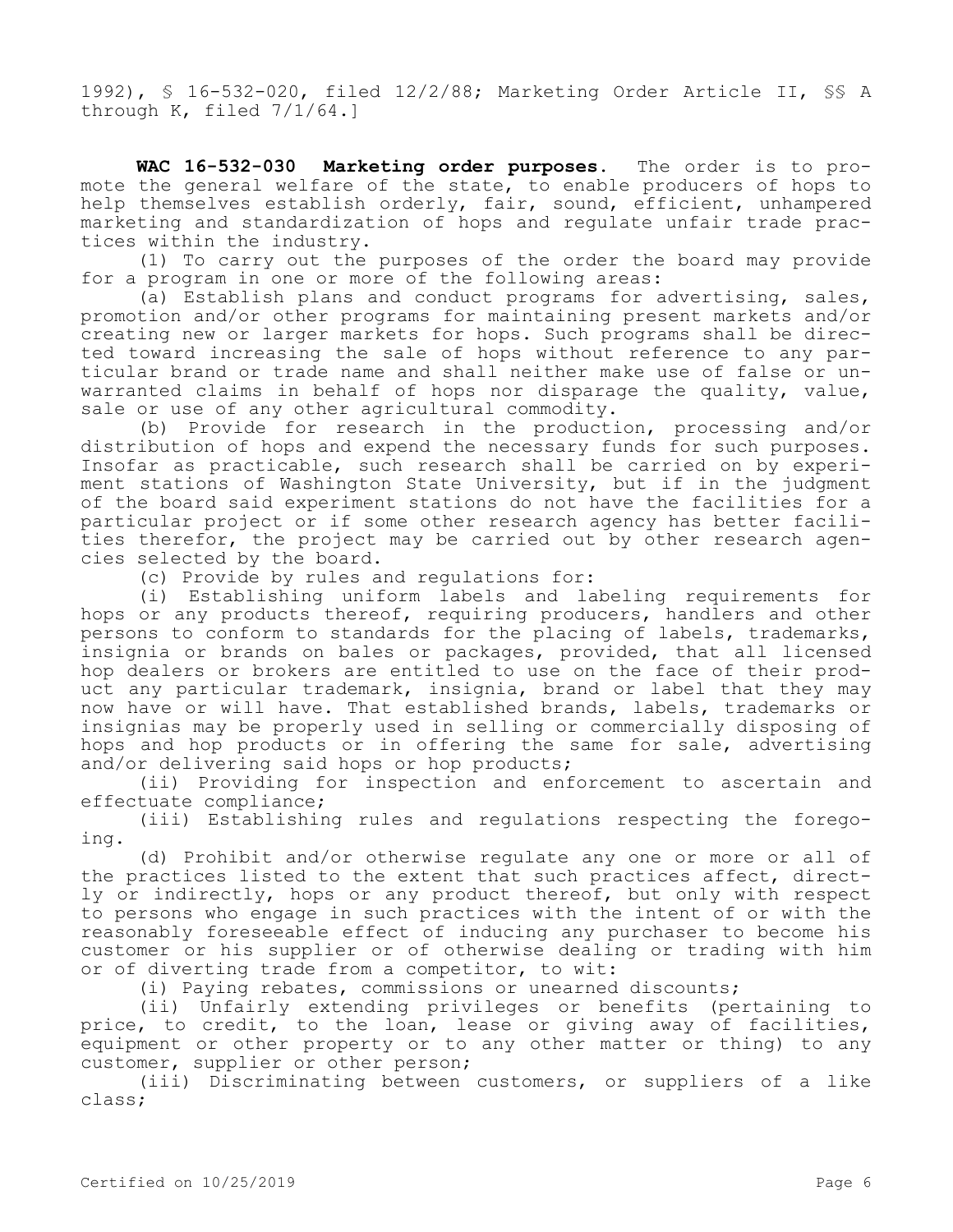1992), § 16-532-020, filed 12/2/88; Marketing Order Article II, §§ A through K, filed 7/1/64.]

**WAC 16-532-030 Marketing order purposes.** The order is to promote the general welfare of the state, to enable producers of hops to help themselves establish orderly, fair, sound, efficient, unhampered marketing and standardization of hops and regulate unfair trade practices within the industry.

(1) To carry out the purposes of the order the board may provide for a program in one or more of the following areas:

(a) Establish plans and conduct programs for advertising, sales, promotion and/or other programs for maintaining present markets and/or creating new or larger markets for hops. Such programs shall be directed toward increasing the sale of hops without reference to any particular brand or trade name and shall neither make use of false or unwarranted claims in behalf of hops nor disparage the quality, value, sale or use of any other agricultural commodity.

(b) Provide for research in the production, processing and/or distribution of hops and expend the necessary funds for such purposes. Insofar as practicable, such research shall be carried on by experiment stations of Washington State University, but if in the judgment of the board said experiment stations do not have the facilities for a particular project or if some other research agency has better facilities therefor, the project may be carried out by other research agencies selected by the board.

(c) Provide by rules and regulations for:

(i) Establishing uniform labels and labeling requirements for hops or any products thereof, requiring producers, handlers and other persons to conform to standards for the placing of labels, trademarks, insignia or brands on bales or packages, provided, that all licensed hop dealers or brokers are entitled to use on the face of their product any particular trademark, insignia, brand or label that they may now have or will have. That established brands, labels, trademarks or insignias may be properly used in selling or commercially disposing of hops and hop products or in offering the same for sale, advertising and/or delivering said hops or hop products;

(ii) Providing for inspection and enforcement to ascertain and effectuate compliance;

(iii) Establishing rules and regulations respecting the foregoing.

(d) Prohibit and/or otherwise regulate any one or more or all of the practices listed to the extent that such practices affect, directly or indirectly, hops or any product thereof, but only with respect to persons who engage in such practices with the intent of or with the reasonably foreseeable effect of inducing any purchaser to become his customer or his supplier or of otherwise dealing or trading with him or of diverting trade from a competitor, to wit:

(i) Paying rebates, commissions or unearned discounts;

(ii) Unfairly extending privileges or benefits (pertaining to price, to credit, to the loan, lease or giving away of facilities, equipment or other property or to any other matter or thing) to any customer, supplier or other person;

(iii) Discriminating between customers, or suppliers of a like class;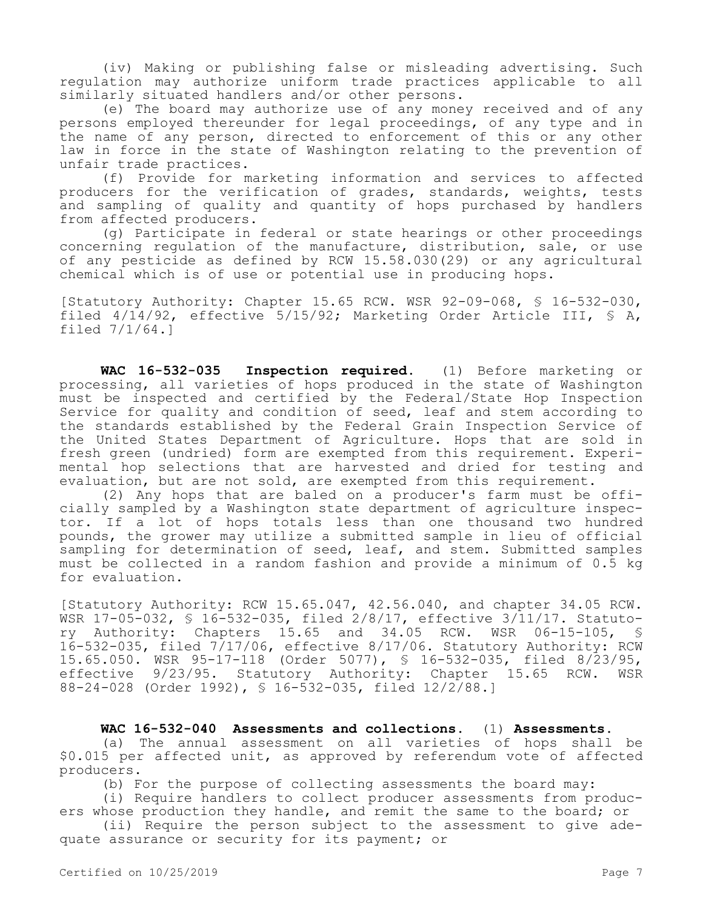(iv) Making or publishing false or misleading advertising. Such regulation may authorize uniform trade practices applicable to all similarly situated handlers and/or other persons.

(e) The board may authorize use of any money received and of any persons employed thereunder for legal proceedings, of any type and in the name of any person, directed to enforcement of this or any other law in force in the state of Washington relating to the prevention of unfair trade practices.

(f) Provide for marketing information and services to affected producers for the verification of grades, standards, weights, tests and sampling of quality and quantity of hops purchased by handlers from affected producers.

(g) Participate in federal or state hearings or other proceedings concerning regulation of the manufacture, distribution, sale, or use of any pesticide as defined by RCW 15.58.030(29) or any agricultural chemical which is of use or potential use in producing hops.

[Statutory Authority: Chapter 15.65 RCW. WSR 92-09-068, § 16-532-030, filed 4/14/92, effective 5/15/92; Marketing Order Article III, § A, filed 7/1/64.]

**WAC 16-532-035 Inspection required.** (1) Before marketing or processing, all varieties of hops produced in the state of Washington must be inspected and certified by the Federal/State Hop Inspection Service for quality and condition of seed, leaf and stem according to the standards established by the Federal Grain Inspection Service of the United States Department of Agriculture. Hops that are sold in fresh green (undried) form are exempted from this requirement. Experimental hop selections that are harvested and dried for testing and evaluation, but are not sold, are exempted from this requirement.

(2) Any hops that are baled on a producer's farm must be officially sampled by a Washington state department of agriculture inspector. If a lot of hops totals less than one thousand two hundred pounds, the grower may utilize a submitted sample in lieu of official sampling for determination of seed, leaf, and stem. Submitted samples must be collected in a random fashion and provide a minimum of 0.5 kg for evaluation.

[Statutory Authority: RCW 15.65.047, 42.56.040, and chapter 34.05 RCW. WSR 17-05-032, § 16-532-035, filed 2/8/17, effective 3/11/17. Statutory Authority: Chapters 15.65 and 34.05 RCW. WSR 06-15-105, § 16-532-035, filed 7/17/06, effective 8/17/06. Statutory Authority: RCW 15.65.050. WSR 95-17-118 (Order 5077), § 16-532-035, filed 8/23/95, effective 9/23/95. Statutory Authority: Chapter 15.65 RCW. WSR 88-24-028 (Order 1992), § 16-532-035, filed 12/2/88.]

**WAC 16-532-040 Assessments and collections.** (1) **Assessments.**

(a) The annual assessment on all varieties of hops shall be $0.015 per affected unit, as approved by referendum vote of affected producers.

(b) For the purpose of collecting assessments the board may:

(i) Require handlers to collect producer assessments from producers whose production they handle, and remit the same to the board; or

(ii) Require the person subject to the assessment to give adequate assurance or security for its payment; or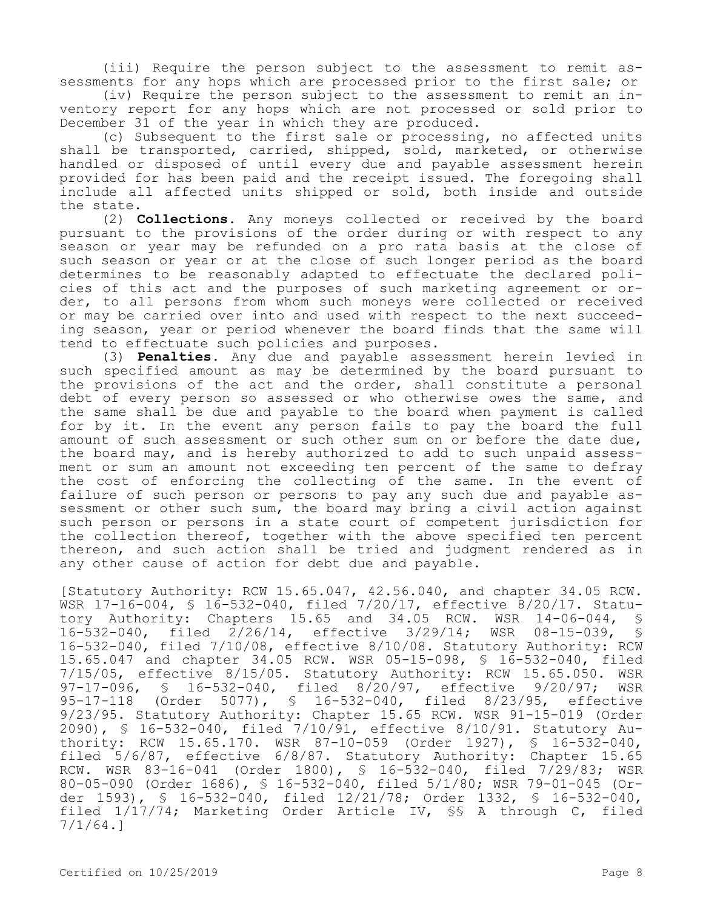(iii) Require the person subject to the assessment to remit assessments for any hops which are processed prior to the first sale; or

(iv) Require the person subject to the assessment to remit an inventory report for any hops which are not processed or sold prior to December 31 of the year in which they are produced.

(c) Subsequent to the first sale or processing, no affected units shall be transported, carried, shipped, sold, marketed, or otherwise handled or disposed of until every due and payable assessment herein provided for has been paid and the receipt issued. The foregoing shall include all affected units shipped or sold, both inside and outside the state.

(2) **Collections.** Any moneys collected or received by the board pursuant to the provisions of the order during or with respect to any season or year may be refunded on a pro rata basis at the close of such season or year or at the close of such longer period as the board determines to be reasonably adapted to effectuate the declared policies of this act and the purposes of such marketing agreement or order, to all persons from whom such moneys were collected or received or may be carried over into and used with respect to the next succeeding season, year or period whenever the board finds that the same will tend to effectuate such policies and purposes.

(3) **Penalties.** Any due and payable assessment herein levied in such specified amount as may be determined by the board pursuant to the provisions of the act and the order, shall constitute a personal debt of every person so assessed or who otherwise owes the same, and the same shall be due and payable to the board when payment is called for by it. In the event any person fails to pay the board the full amount of such assessment or such other sum on or before the date due, the board may, and is hereby authorized to add to such unpaid assessment or sum an amount not exceeding ten percent of the same to defray the cost of enforcing the collecting of the same. In the event of failure of such person or persons to pay any such due and payable assessment or other such sum, the board may bring a civil action against such person or persons in a state court of competent jurisdiction for the collection thereof, together with the above specified ten percent thereon, and such action shall be tried and judgment rendered as in any other cause of action for debt due and payable.

[Statutory Authority: RCW 15.65.047, 42.56.040, and chapter 34.05 RCW. WSR 17-16-004, § 16-532-040, filed 7/20/17, effective 8/20/17. Statutory Authority: Chapters 15.65 and 34.05 RCW. WSR 14-06-044, § 16-532-040, filed 2/26/14, effective 3/29/14; WSR 08-15-039, § 16-532-040, filed 7/10/08, effective 8/10/08. Statutory Authority: RCW 15.65.047 and chapter 34.05 RCW. WSR 05-15-098, § 16-532-040, filed 7/15/05, effective 8/15/05. Statutory Authority: RCW 15.65.050. WSR 97-17-096, § 16-532-040, filed 8/20/97, effective 9/20/97; WSR 95-17-118 (Order 5077), § 16-532-040, filed 8/23/95, effective 9/23/95. Statutory Authority: Chapter 15.65 RCW. WSR 91-15-019 (Order 2090), § 16-532-040, filed 7/10/91, effective 8/10/91. Statutory Authority: RCW 15.65.170. WSR 87-10-059 (Order 1927), § 16-532-040, filed 5/6/87, effective 6/8/87. Statutory Authority: Chapter 15.65 RCW. WSR 83-16-041 (Order 1800), § 16-532-040, filed 7/29/83; WSR 80-05-090 (Order 1686), § 16-532-040, filed 5/1/80; WSR 79-01-045 (Order 1593), § 16-532-040, filed 12/21/78; Order 1332, § 16-532-040, filed 1/17/74; Marketing Order Article IV, §§ A through C, filed 7/1/64.]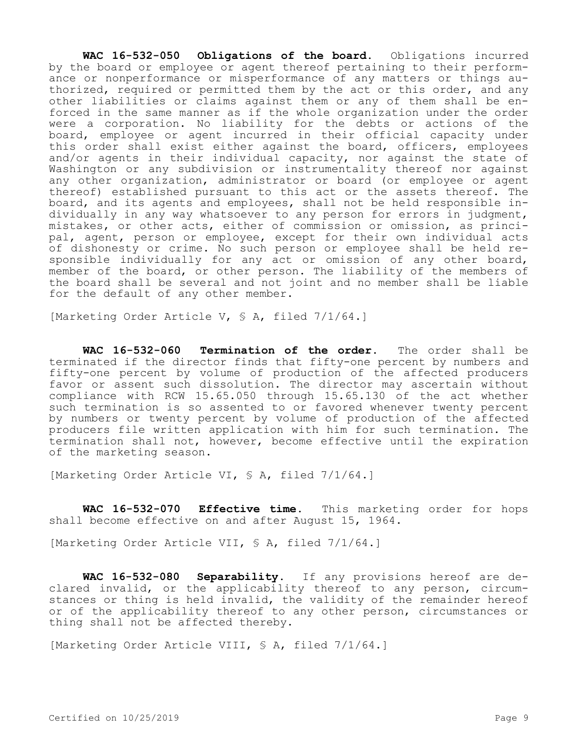**WAC 16-532-050 Obligations of the board.** Obligations incurred by the board or employee or agent thereof pertaining to their performance or nonperformance or misperformance of any matters or things authorized, required or permitted them by the act or this order, and any other liabilities or claims against them or any of them shall be enforced in the same manner as if the whole organization under the order were a corporation. No liability for the debts or actions of the board, employee or agent incurred in their official capacity under this order shall exist either against the board, officers, employees and/or agents in their individual capacity, nor against the state of Washington or any subdivision or instrumentality thereof nor against any other organization, administrator or board (or employee or agent thereof) established pursuant to this act or the assets thereof. The board, and its agents and employees, shall not be held responsible individually in any way whatsoever to any person for errors in judgment, mistakes, or other acts, either of commission or omission, as principal, agent, person or employee, except for their own individual acts of dishonesty or crime. No such person or employee shall be held responsible individually for any act or omission of any other board, member of the board, or other person. The liability of the members of the board shall be several and not joint and no member shall be liable for the default of any other member.

[Marketing Order Article V, § A, filed 7/1/64.]

**WAC 16-532-060 Termination of the order.** The order shall be terminated if the director finds that fifty-one percent by numbers and fifty-one percent by volume of production of the affected producers favor or assent such dissolution. The director may ascertain without compliance with RCW 15.65.050 through 15.65.130 of the act whether such termination is so assented to or favored whenever twenty percent by numbers or twenty percent by volume of production of the affected producers file written application with him for such termination. The termination shall not, however, become effective until the expiration of the marketing season.

[Marketing Order Article VI, § A, filed 7/1/64.]

**WAC 16-532-070 Effective time.** This marketing order for hops shall become effective on and after August 15, 1964.

[Marketing Order Article VII, § A, filed 7/1/64.]

**WAC 16-532-080 Separability.** If any provisions hereof are declared invalid, or the applicability thereof to any person, circumstances or thing is held invalid, the validity of the remainder hereof or of the applicability thereof to any other person, circumstances or thing shall not be affected thereby.

[Marketing Order Article VIII, § A, filed 7/1/64.]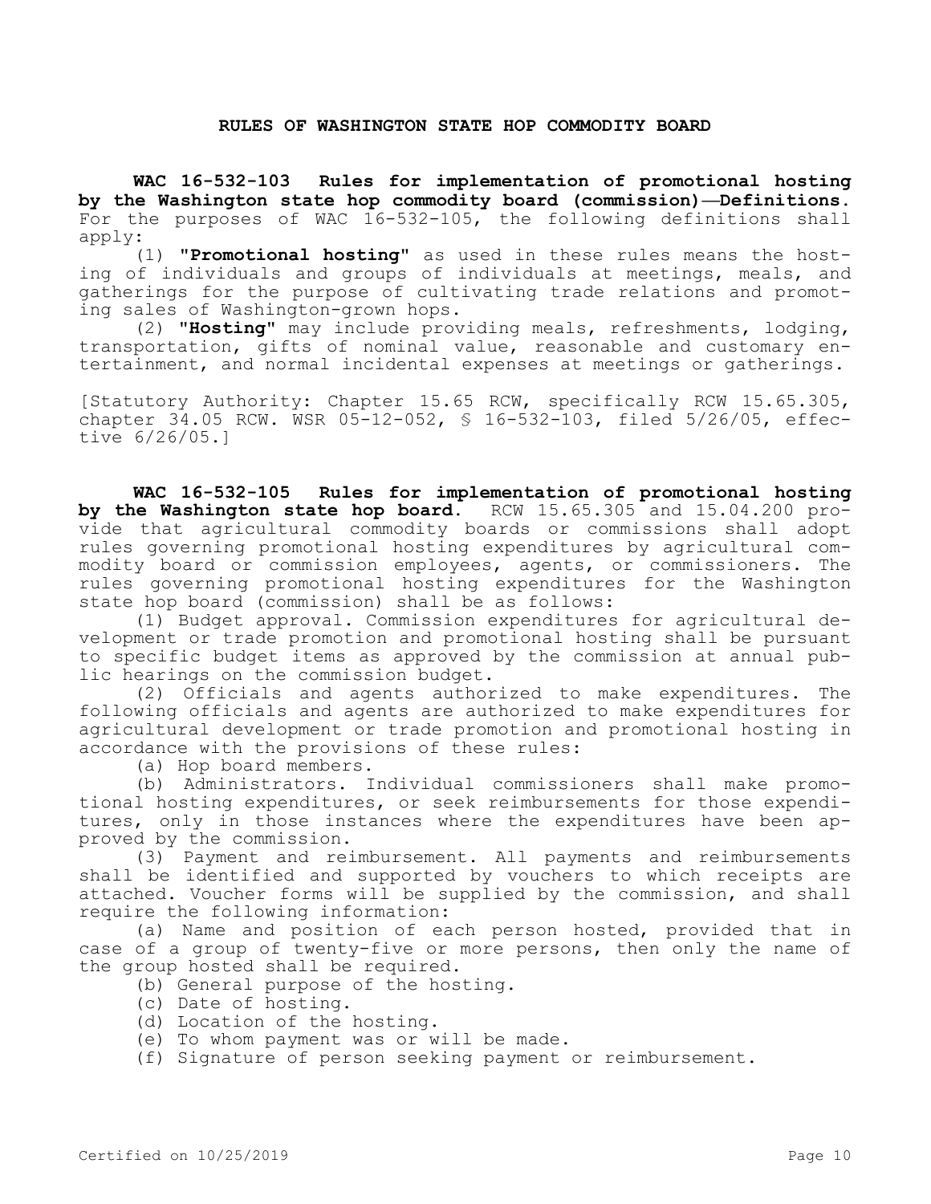# RULES OF WASHINGTON STATE HOP COMMODITY BOARD

**WAC 16-532-103 Rules for implementation of promotional hosting by the Washington state hop commodity board (commission)—Definitions.** For the purposes of WAC 16-532-105, the following definitions shall apply:

(1) **"Promotional hosting"** as used in these rules means the hosting of individuals and groups of individuals at meetings, meals, and gatherings for the purpose of cultivating trade relations and promoting sales of Washington-grown hops.

(2) **"Hosting"** may include providing meals, refreshments, lodging, transportation, gifts of nominal value, reasonable and customary entertainment, and normal incidental expenses at meetings or gatherings.

[Statutory Authority: Chapter 15.65 RCW, specifically RCW 15.65.305, chapter 34.05 RCW. WSR 05-12-052, § 16-532-103, filed 5/26/05, effective 6/26/05.]

**WAC 16-532-105 Rules for implementation of promotional hosting by the Washington state hop board.** RCW 15.65.305 and 15.04.200 provide that agricultural commodity boards or commissions shall adopt rules governing promotional hosting expenditures by agricultural commodity board or commission employees, agents, or commissioners. The rules governing promotional hosting expenditures for the Washington state hop board (commission) shall be as follows:

(1) Budget approval. Commission expenditures for agricultural development or trade promotion and promotional hosting shall be pursuant to specific budget items as approved by the commission at annual public hearings on the commission budget.

(2) Officials and agents authorized to make expenditures. The following officials and agents are authorized to make expenditures for agricultural development or trade promotion and promotional hosting in accordance with the provisions of these rules:

(a) Hop board members.

(b) Administrators. Individual commissioners shall make promotional hosting expenditures, or seek reimbursements for those expenditures, only in those instances where the expenditures have been approved by the commission.

(3) Payment and reimbursement. All payments and reimbursements shall be identified and supported by vouchers to which receipts are attached. Voucher forms will be supplied by the commission, and shall require the following information:

(a) Name and position of each person hosted, provided that in case of a group of twenty-five or more persons, then only the name of the group hosted shall be required.

(b) General purpose of the hosting.

(c) Date of hosting.

(d) Location of the hosting.

(e) To whom payment was or will be made.

(f) Signature of person seeking payment or reimbursement.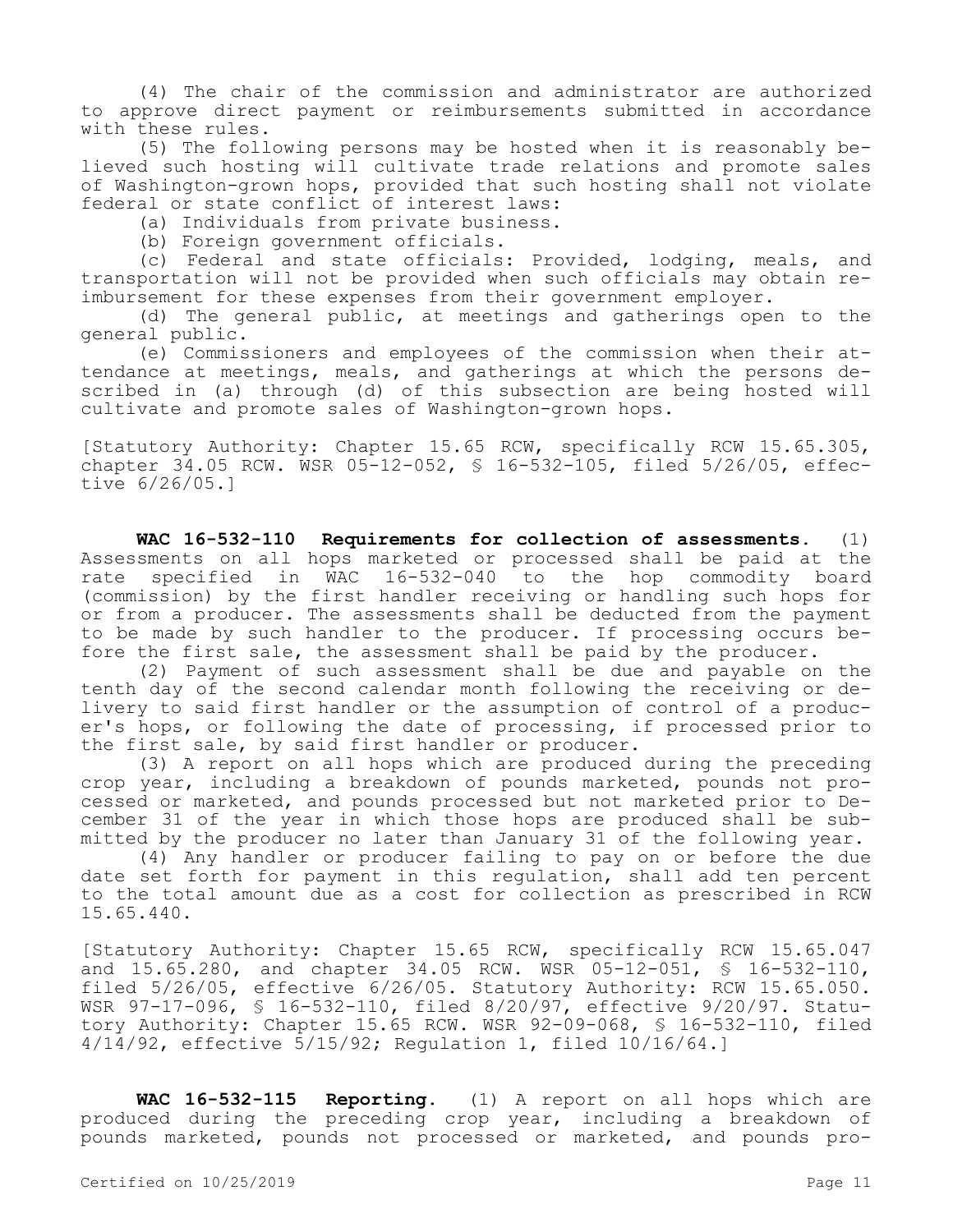(4) The chair of the commission and administrator are authorized to approve direct payment or reimbursements submitted in accordance with these rules.

(5) The following persons may be hosted when it is reasonably believed such hosting will cultivate trade relations and promote sales of Washington-grown hops, provided that such hosting shall not violate federal or state conflict of interest laws:

(a) Individuals from private business.

(b) Foreign government officials.

(c) Federal and state officials: Provided, lodging, meals, and transportation will not be provided when such officials may obtain reimbursement for these expenses from their government employer.

(d) The general public, at meetings and gatherings open to the general public.

(e) Commissioners and employees of the commission when their attendance at meetings, meals, and gatherings at which the persons described in (a) through (d) of this subsection are being hosted will cultivate and promote sales of Washington-grown hops.

[Statutory Authority: Chapter 15.65 RCW, specifically RCW 15.65.305, chapter 34.05 RCW. WSR 05-12-052, § 16-532-105, filed 5/26/05, effective 6/26/05.]

**WAC 16-532-110 Requirements for collection of assessments.** (1) Assessments on all hops marketed or processed shall be paid at the rate specified in WAC 16-532-040 to the hop commodity board (commission) by the first handler receiving or handling such hops for or from a producer. The assessments shall be deducted from the payment to be made by such handler to the producer. If processing occurs before the first sale, the assessment shall be paid by the producer.

(2) Payment of such assessment shall be due and payable on the tenth day of the second calendar month following the receiving or delivery to said first handler or the assumption of control of a producer's hops, or following the date of processing, if processed prior to the first sale, by said first handler or producer.

(3) A report on all hops which are produced during the preceding crop year, including a breakdown of pounds marketed, pounds not processed or marketed, and pounds processed but not marketed prior to December 31 of the year in which those hops are produced shall be submitted by the producer no later than January 31 of the following year.

(4) Any handler or producer failing to pay on or before the due date set forth for payment in this regulation, shall add ten percent to the total amount due as a cost for collection as prescribed in RCW 15.65.440.

[Statutory Authority: Chapter 15.65 RCW, specifically RCW 15.65.047 and 15.65.280, and chapter 34.05 RCW. WSR 05-12-051, § 16-532-110, filed 5/26/05, effective 6/26/05. Statutory Authority: RCW 15.65.050. WSR 97-17-096, § 16-532-110, filed 8/20/97, effective 9/20/97. Statutory Authority: Chapter 15.65 RCW. WSR 92-09-068, § 16-532-110, filed 4/14/92, effective 5/15/92; Regulation 1, filed 10/16/64.]

**WAC 16-532-115 Reporting.** (1) A report on all hops which are produced during the preceding crop year, including a breakdown of pounds marketed, pounds not processed or marketed, and pounds pro-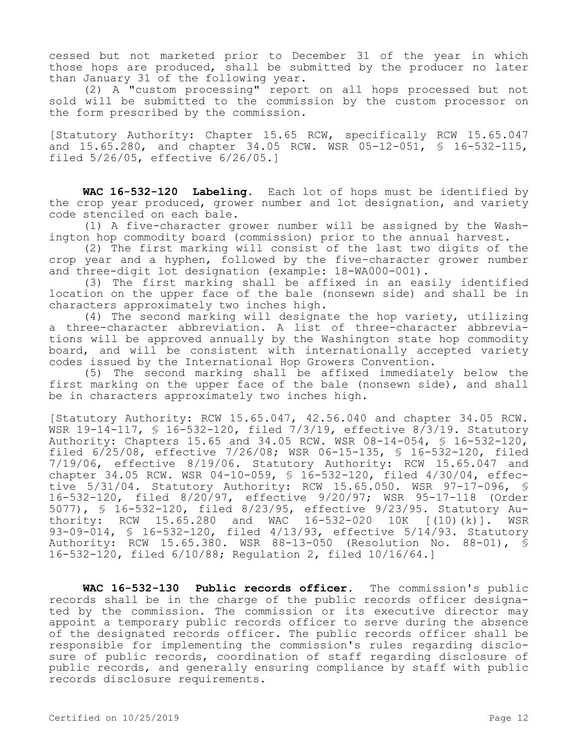cessed but not marketed prior to December 31 of the year in which those hops are produced, shall be submitted by the producer no later than January 31 of the following year.

(2) A "custom processing" report on all hops processed but not sold will be submitted to the commission by the custom processor on the form prescribed by the commission.

[Statutory Authority: Chapter 15.65 RCW, specifically RCW 15.65.047 and 15.65.280, and chapter 34.05 RCW. WSR 05-12-051, § 16-532-115, filed 5/26/05, effective 6/26/05.]

**WAC 16-532-120 Labeling.** Each lot of hops must be identified by the crop year produced, grower number and lot designation, and variety code stenciled on each bale.

(1) A five-character grower number will be assigned by the Washington hop commodity board (commission) prior to the annual harvest.

(2) The first marking will consist of the last two digits of the crop year and a hyphen, followed by the five-character grower number and three-digit lot designation (example: 18-WA000-001).

(3) The first marking shall be affixed in an easily identified location on the upper face of the bale (nonsewn side) and shall be in characters approximately two inches high.

(4) The second marking will designate the hop variety, utilizing a three-character abbreviation. A list of three-character abbreviations will be approved annually by the Washington state hop commodity board, and will be consistent with internationally accepted variety codes issued by the International Hop Growers Convention.

(5) The second marking shall be affixed immediately below the first marking on the upper face of the bale (nonsewn side), and shall be in characters approximately two inches high.

[Statutory Authority: RCW 15.65.047, 42.56.040 and chapter 34.05 RCW. WSR 19-14-117, § 16-532-120, filed 7/3/19, effective 8/3/19. Statutory Authority: Chapters 15.65 and 34.05 RCW. WSR 08-14-054, § 16-532-120, filed 6/25/08, effective 7/26/08; WSR 06-15-135, § 16-532-120, filed 7/19/06, effective 8/19/06. Statutory Authority: RCW 15.65.047 and chapter 34.05 RCW. WSR 04-10-059, § 16-532-120, filed 4/30/04, effective 5/31/04. Statutory Authority: RCW 15.65.050. WSR 97-17-096, § 16-532-120, filed 8/20/97, effective 9/20/97; WSR 95-17-118 (Order 5077), § 16-532-120, filed 8/23/95, effective 9/23/95. Statutory Authority: RCW 15.65.280 and WAC 16-532-020 10K [(10)(k)]. WSR 93-09-014, § 16-532-120, filed 4/13/93, effective 5/14/93. Statutory Authority: RCW 15.65.380. WSR 88-13-050 (Resolution No. 88-01), § 16-532-120, filed 6/10/88; Regulation 2, filed 10/16/64.]

**WAC 16-532-130 Public records officer.** The commission's public records shall be in the charge of the public records officer designated by the commission. The commission or its executive director may appoint a temporary public records officer to serve during the absence of the designated records officer. The public records officer shall be responsible for implementing the commission's rules regarding disclosure of public records, coordination of staff regarding disclosure of public records, and generally ensuring compliance by staff with public records disclosure requirements.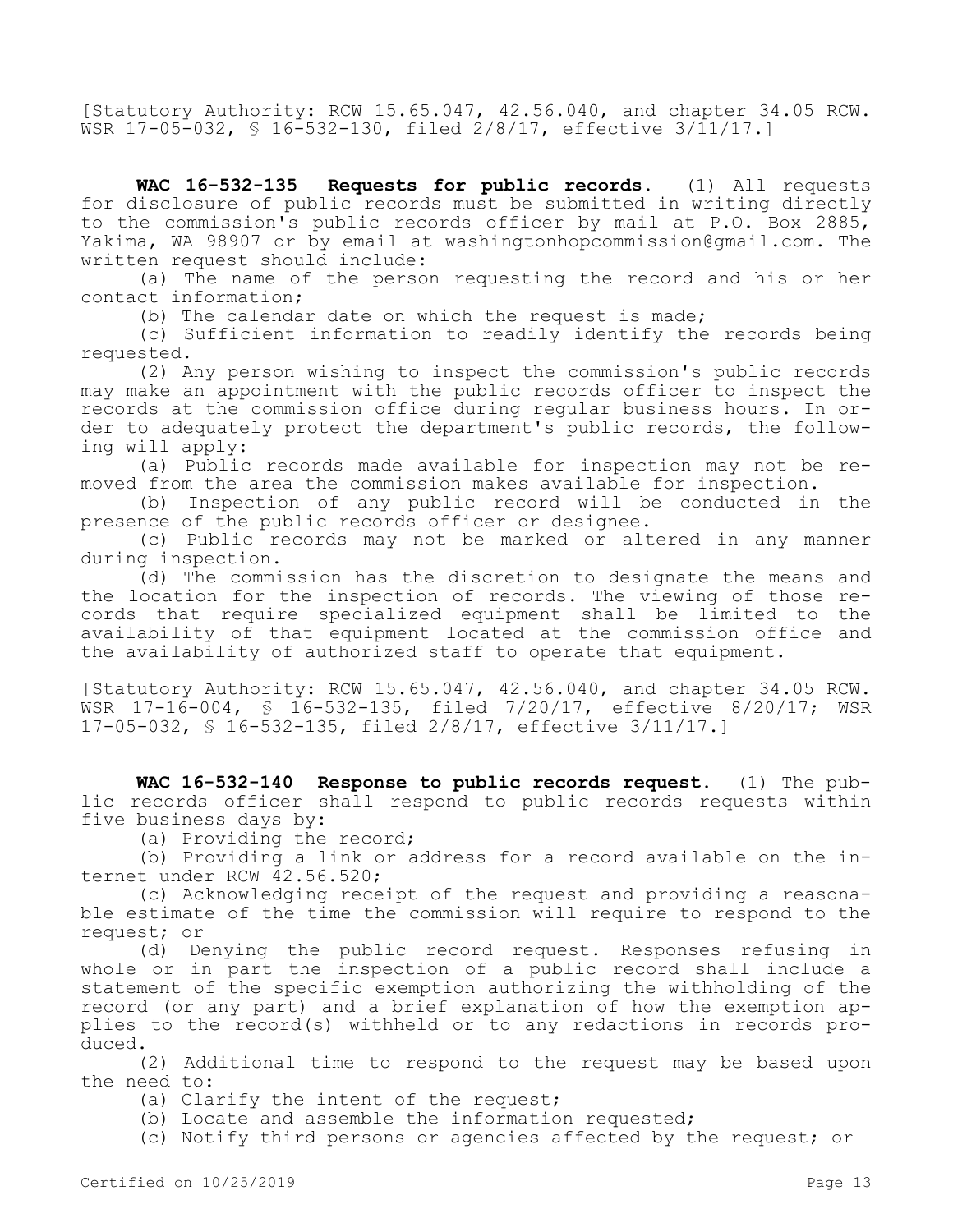[Statutory Authority: RCW 15.65.047, 42.56.040, and chapter 34.05 RCW. WSR 17-05-032, § 16-532-130, filed 2/8/17, effective 3/11/17.]

**WAC 16-532-135 Requests for public records.** (1) All requests for disclosure of public records must be submitted in writing directly to the commission's public records officer by mail at P.O. Box 2885, Yakima, WA 98907 or by email at washingtonhopcommission@gmail.com. The written request should include:

(a) The name of the person requesting the record and his or her contact information;

(b) The calendar date on which the request is made;

(c) Sufficient information to readily identify the records being requested.

(2) Any person wishing to inspect the commission's public records may make an appointment with the public records officer to inspect the records at the commission office during regular business hours. In order to adequately protect the department's public records, the following will apply:

(a) Public records made available for inspection may not be removed from the area the commission makes available for inspection.

(b) Inspection of any public record will be conducted in the presence of the public records officer or designee.

(c) Public records may not be marked or altered in any manner during inspection.

(d) The commission has the discretion to designate the means and the location for the inspection of records. The viewing of those records that require specialized equipment shall be limited to the availability of that equipment located at the commission office and the availability of authorized staff to operate that equipment.

[Statutory Authority: RCW 15.65.047, 42.56.040, and chapter 34.05 RCW. WSR 17-16-004, § 16-532-135, filed 7/20/17, effective 8/20/17; WSR 17-05-032, § 16-532-135, filed 2/8/17, effective 3/11/17.]

**WAC 16-532-140 Response to public records request.** (1) The public records officer shall respond to public records requests within five business days by:

(a) Providing the record;

(b) Providing a link or address for a record available on the internet under RCW 42.56.520;

(c) Acknowledging receipt of the request and providing a reasonable estimate of the time the commission will require to respond to the request; or

(d) Denying the public record request. Responses refusing in whole or in part the inspection of a public record shall include a statement of the specific exemption authorizing the withholding of the record (or any part) and a brief explanation of how the exemption applies to the record(s) withheld or to any redactions in records produced.

(2) Additional time to respond to the request may be based upon the need to:

(a) Clarify the intent of the request;

(b) Locate and assemble the information requested;

(c) Notify third persons or agencies affected by the request; or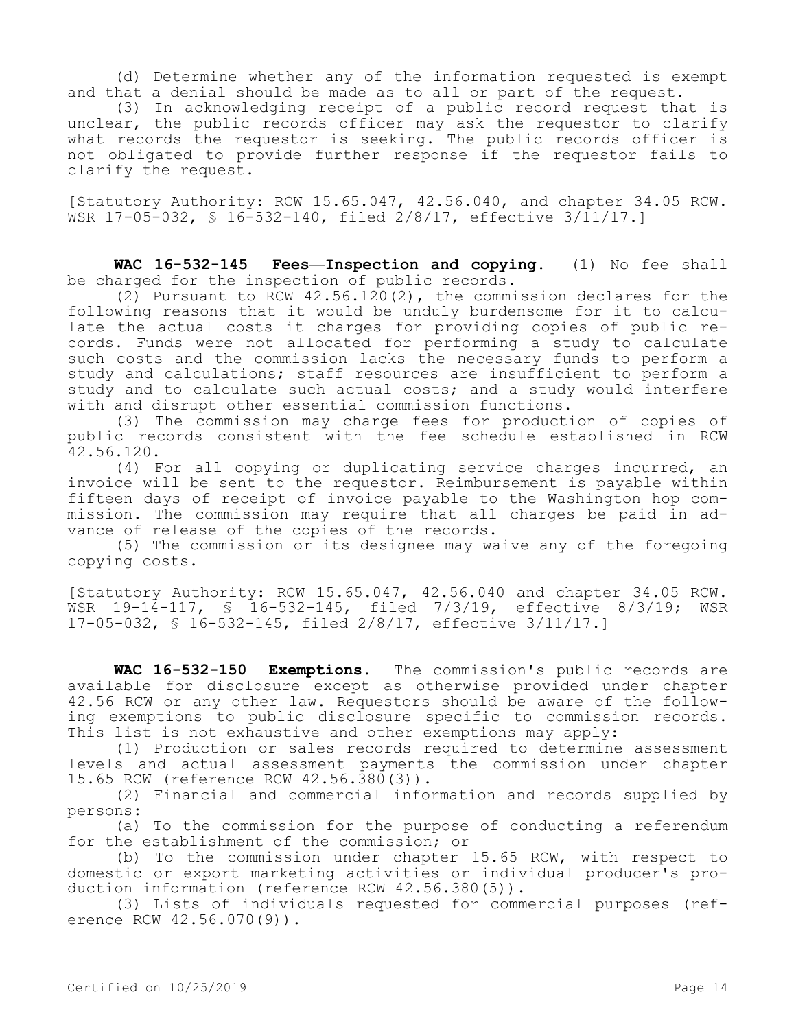(d) Determine whether any of the information requested is exempt and that a denial should be made as to all or part of the request.

(3) In acknowledging receipt of a public record request that is unclear, the public records officer may ask the requestor to clarify what records the requestor is seeking. The public records officer is not obligated to provide further response if the requestor fails to clarify the request.

[Statutory Authority: RCW 15.65.047, 42.56.040, and chapter 34.05 RCW. WSR 17-05-032, § 16-532-140, filed 2/8/17, effective 3/11/17.]

**WAC 16-532-145 Fees—Inspection and copying.** (1) No fee shall be charged for the inspection of public records.

(2) Pursuant to RCW 42.56.120(2), the commission declares for the following reasons that it would be unduly burdensome for it to calculate the actual costs it charges for providing copies of public records. Funds were not allocated for performing a study to calculate such costs and the commission lacks the necessary funds to perform a study and calculations; staff resources are insufficient to perform a study and to calculate such actual costs; and a study would interfere with and disrupt other essential commission functions.

(3) The commission may charge fees for production of copies of public records consistent with the fee schedule established in RCW 42.56.120.

(4) For all copying or duplicating service charges incurred, an invoice will be sent to the requestor. Reimbursement is payable within fifteen days of receipt of invoice payable to the Washington hop commission. The commission may require that all charges be paid in advance of release of the copies of the records.

(5) The commission or its designee may waive any of the foregoing copying costs.

[Statutory Authority: RCW 15.65.047, 42.56.040 and chapter 34.05 RCW. WSR 19-14-117, § 16-532-145, filed 7/3/19, effective 8/3/19; WSR 17-05-032, § 16-532-145, filed 2/8/17, effective 3/11/17.]

**WAC 16-532-150 Exemptions.** The commission's public records are available for disclosure except as otherwise provided under chapter 42.56 RCW or any other law. Requestors should be aware of the following exemptions to public disclosure specific to commission records. This list is not exhaustive and other exemptions may apply:

(1) Production or sales records required to determine assessment levels and actual assessment payments the commission under chapter 15.65 RCW (reference RCW 42.56.380(3)).

(2) Financial and commercial information and records supplied by persons:

(a) To the commission for the purpose of conducting a referendum for the establishment of the commission; or

(b) To the commission under chapter 15.65 RCW, with respect to domestic or export marketing activities or individual producer's production information (reference RCW 42.56.380(5)).

(3) Lists of individuals requested for commercial purposes (reference RCW 42.56.070(9)).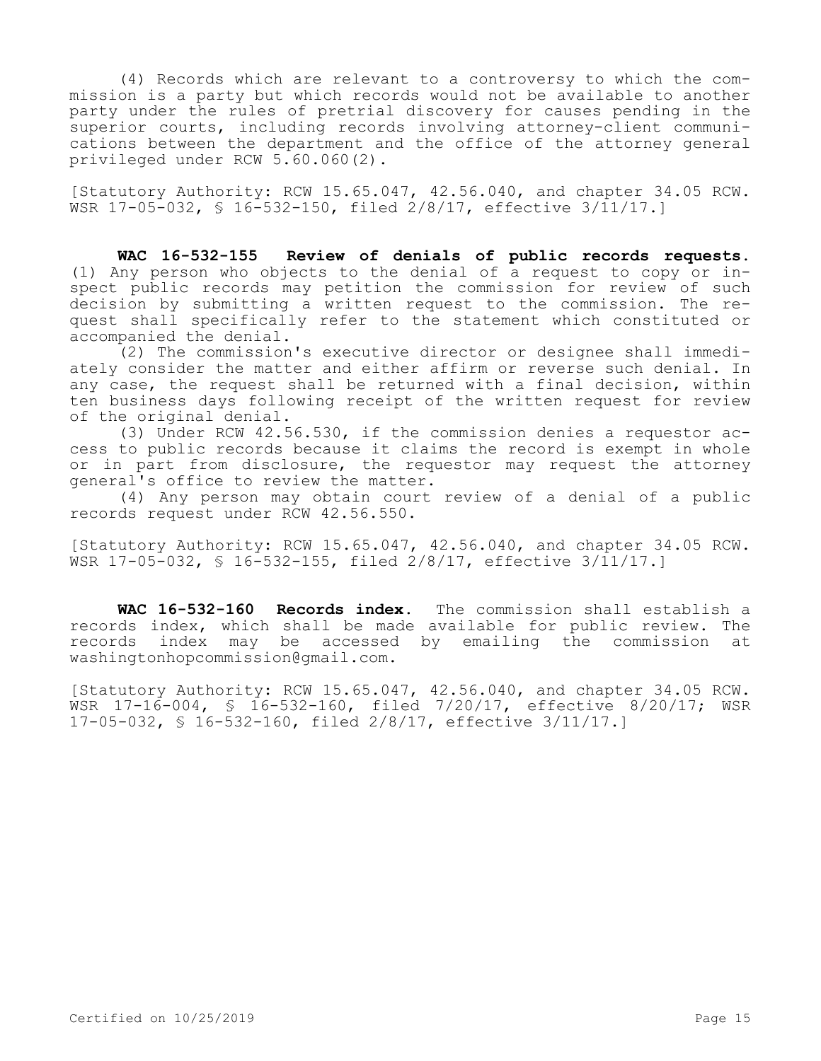(4) Records which are relevant to a controversy to which the commission is a party but which records would not be available to another party under the rules of pretrial discovery for causes pending in the superior courts, including records involving attorney-client communications between the department and the office of the attorney general privileged under RCW 5.60.060(2).

[Statutory Authority: RCW 15.65.047, 42.56.040, and chapter 34.05 RCW. WSR 17-05-032, § 16-532-150, filed 2/8/17, effective 3/11/17.]

**WAC 16-532-155 Review of denials of public records requests.** (1) Any person who objects to the denial of a request to copy or inspect public records may petition the commission for review of such decision by submitting a written request to the commission. The request shall specifically refer to the statement which constituted or accompanied the denial.

(2) The commission's executive director or designee shall immediately consider the matter and either affirm or reverse such denial. In any case, the request shall be returned with a final decision, within ten business days following receipt of the written request for review of the original denial.

(3) Under RCW 42.56.530, if the commission denies a requestor access to public records because it claims the record is exempt in whole or in part from disclosure, the requestor may request the attorney general's office to review the matter.

(4) Any person may obtain court review of a denial of a public records request under RCW 42.56.550.

[Statutory Authority: RCW 15.65.047, 42.56.040, and chapter 34.05 RCW. WSR 17-05-032, § 16-532-155, filed 2/8/17, effective 3/11/17.]

**WAC 16-532-160 Records index.** The commission shall establish a records index, which shall be made available for public review. The records index may be accessed by emailing the commission at washingtonhopcommission@gmail.com.

[Statutory Authority: RCW 15.65.047, 42.56.040, and chapter 34.05 RCW. WSR 17-16-004, § 16-532-160, filed 7/20/17, effective 8/20/17; WSR 17-05-032, § 16-532-160, filed 2/8/17, effective 3/11/17.]